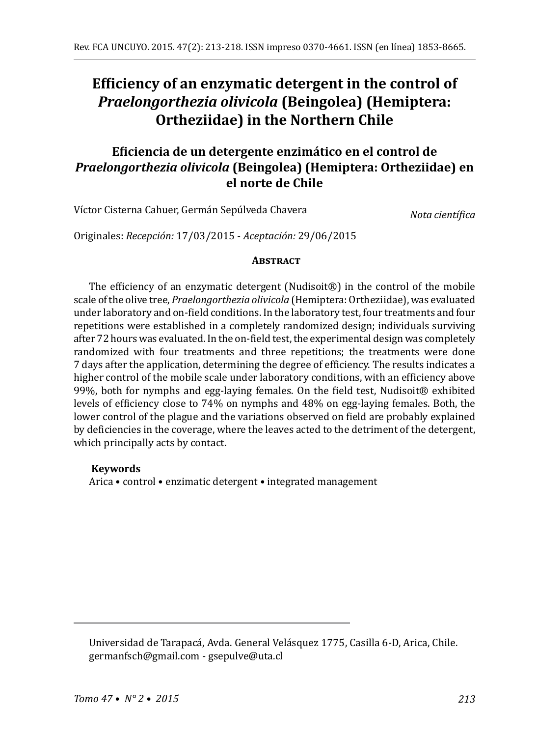# Efficiency of an enzymatic detergent in the control of *Praelongorthezia olivicola* (Beingolea) (Hemiptera: Ortheziidae) in the Northern Chile

## Eficiencia de un detergente enzimático en el control de *Praelongorthezia olivicola* (Beingolea) (Hemiptera: Ortheziidae) en el norte de Chile

Víctor Cisterna Cahuer, Germán Sepúlveda Chavera

*Nota científica*

Originales: *Recepción:* 17/03/2015 - *Aceptación:* 29/06/2015

### Abstract

The efficiency of an enzymatic detergent (Nudisoit®) in the control of the mobile scale of the olive tree, *Praelongorthezia olivicola* (Hemiptera: Ortheziidae), was evaluated under laboratory and on-field conditions. In the laboratory test, four treatments and four repetitions were established in a completely randomized design; individuals surviving after 72 hours was evaluated. In the on-field test, the experimental design was completely randomized with four treatments and three repetitions; the treatments were done 7 days after the application, determining the degree of efficiency. The results indicates a higher control of the mobile scale under laboratory conditions, with an efficiency above 99%, both for nymphs and egg-laying females. On the field test, Nudisoit® exhibited levels of efficiency close to 74% on nymphs and 48% on egg-laying females. Both, the lower control of the plague and the variations observed on field are probably explained by deficiencies in the coverage, where the leaves acted to the detriment of the detergent, which principally acts by contact.

**Keywords**

Arica • control • enzimatic detergent • integrated management

---

Universidad de Tarapacá, Avda. General Velásquez 1775, Casilla 6-D, Arica, Chile. germanfsch@gmail.com - gsepulve@uta.cl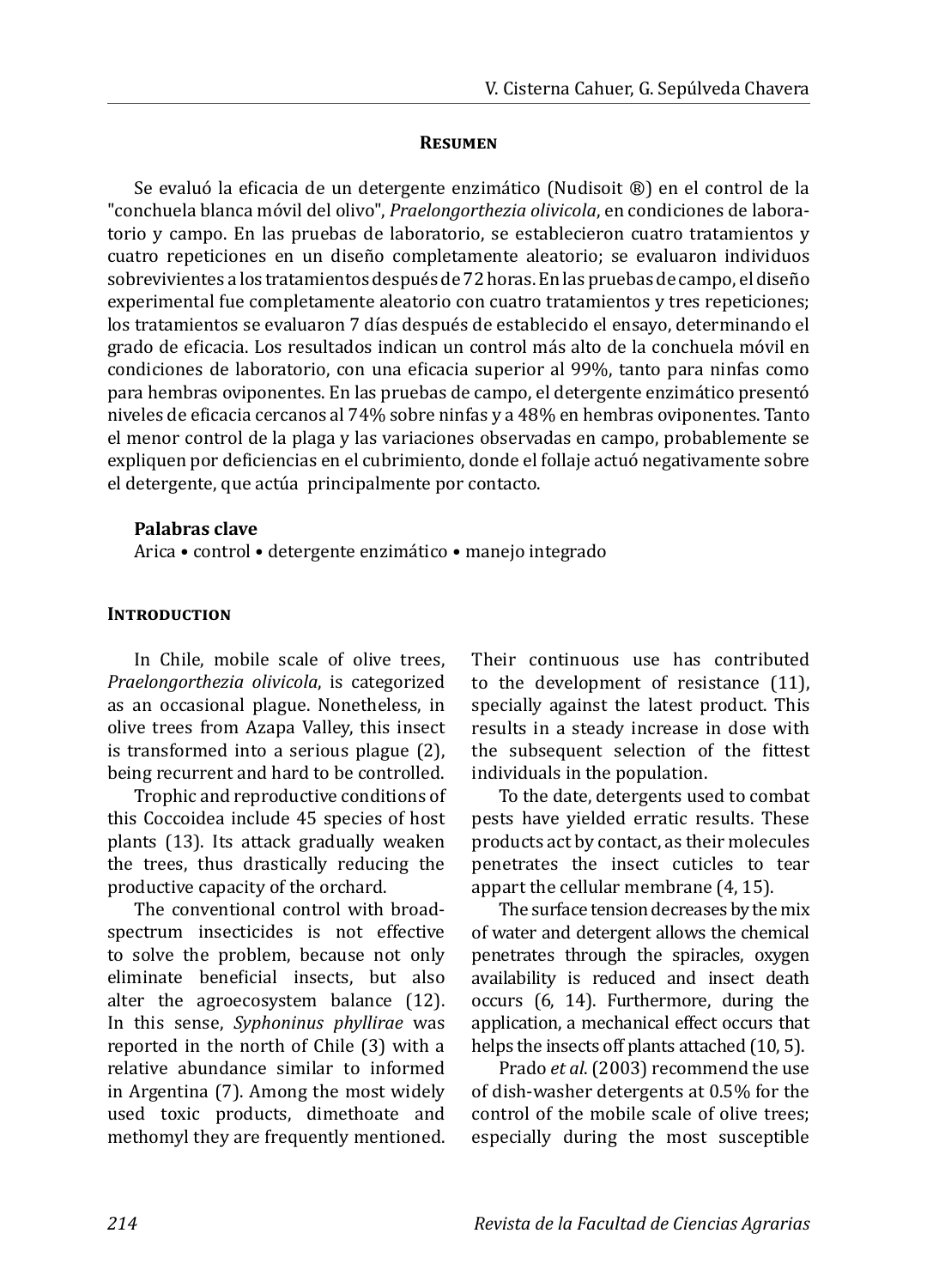### Resumen

Se evaluó la eficacia de un detergente enzimático (Nudisoit ®) en el control de la "conchuela blanca móvil del olivo", *Praelongorthezia olivicola*, en condiciones de laboratorio y campo. En las pruebas de laboratorio, se establecieron cuatro tratamientos y cuatro repeticiones en un diseño completamente aleatorio; se evaluaron individuos sobrevivientes a los tratamientos después de 72 horas. En las pruebas de campo, el diseño experimental fue completamente aleatorio con cuatro tratamientos y tres repeticiones; los tratamientos se evaluaron 7 días después de establecido el ensayo, determinando el grado de eficacia. Los resultados indican un control más alto de la conchuela móvil en condiciones de laboratorio, con una eficacia superior al 99%, tanto para ninfas como para hembras oviponentes. En las pruebas de campo, el detergente enzimático presentó niveles de eficacia cercanos al 74% sobre ninfas y a 48% en hembras oviponentes. Tanto el menor control de la plaga y las variaciones observadas en campo, probablemente se expliquen por deficiencias en el cubrimiento, donde el follaje actuó negativamente sobre el detergente, que actúa principalmente por contacto.

**Palabras clave**

Arica • control • detergente enzimático • manejo integrado

### Introduction

In Chile, mobile scale of olive trees, *Praelongorthezia olivicola*, is categorized as an occasional plague. Nonetheless, in olive trees from Azapa Valley, this insect is transformed into a serious plague (2), being recurrent and hard to be controlled.

Trophic and reproductive conditions of this Coccoidea include 45 species of host plants (13). Its attack gradually weaken the trees, thus drastically reducing the productive capacity of the orchard.

The conventional control with broad-spectrum insecticides is not effective to solve the problem, because not only eliminate beneficial insects, but also alter the agroecosystem balance (12). In this sense, *Syphoninus phyllirae* was reported in the north of Chile (3) with a relative abundance similar to informed in Argentina (7). Among the most widely used toxic products, dimethoate and methomyl they are frequently mentioned. Their continuous use has contributed to the development of resistance (11), specially against the latest product. This results in a steady increase in dose with the subsequent selection of the fittest individuals in the population.

To the date, detergents used to combat pests have yielded erratic results. These products act by contact, as their molecules penetrates the insect cuticles to tear appart the cellular membrane (4, 15).

The surface tension decreases by the mix of water and detergent allows the chemical penetrates through the spiracles, oxygen availability is reduced and insect death occurs (6, 14). Furthermore, during the application, a mechanical effect occurs that helps the insects off plants attached (10, 5).

Prado *et al*. (2003) recommend the use of dish-washer detergents at 0.5% for the control of the mobile scale of olive trees; especially during the most susceptible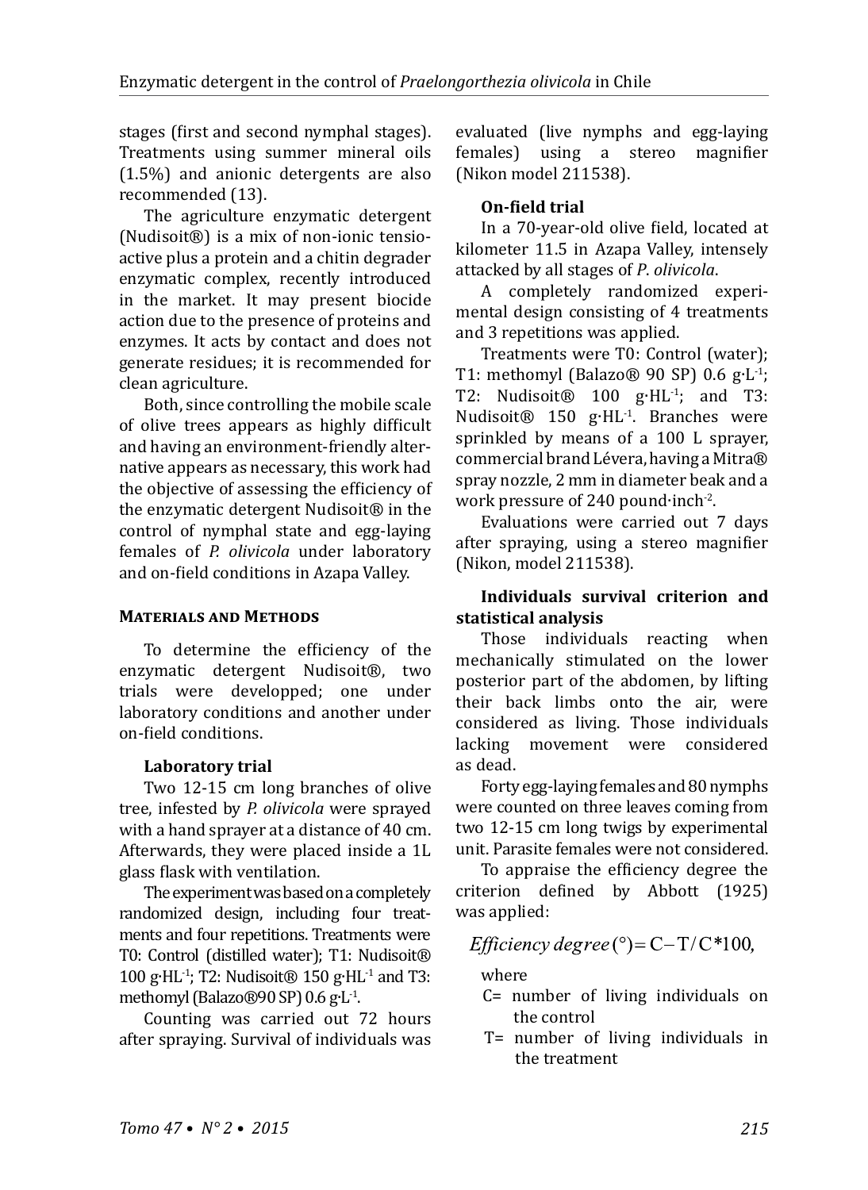stages (first and second nymphal stages). Treatments using summer mineral oils (1.5%) and anionic detergents are also recommended (13).

The agriculture enzymatic detergent (Nudisoit®) is a mix of non-ionic tensioactive plus a protein and a chitin degrader enzymatic complex, recently introduced in the market. It may present biocide action due to the presence of proteins and enzymes. It acts by contact and does not generate residues; it is recommended for clean agriculture.

Both, since controlling the mobile scale of olive trees appears as highly difficult and having an environment-friendly alternative appears as necessary, this work had the objective of assessing the efficiency of the enzymatic detergent Nudisoit® in the control of nymphal state and egg-laying females of *P. olivicola* under laboratory and on-field conditions in Azapa Valley.

## Materials and Methods

To determine the efficiency of the enzymatic detergent Nudisoit®, two trials were developped; one under laboratory conditions and another under on-field conditions.

### Laboratory trial

Two 12-15 cm long branches of olive tree, infested by *P. olivicola* were sprayed with a hand sprayer at a distance of 40 cm. Afterwards, they were placed inside a 1L glass flask with ventilation.

The experiment was based on a completely randomized design, including four treatments and four repetitions. Treatments were T0: Control (distilled water); T1: Nudisoit® 100 $g \cdot HL^{-1}$; T2: Nudisoit® 150 $g \cdot HL^{-1}$ and T3: methomyl (Balazo®90 SP) 0.6 $g \cdot L^{-1}$.

Counting was carried out 72 hours after spraying. Survival of individuals was evaluated (live nymphs and egg-laying females) using a stereo magnifier (Nikon model 211538).

### On-field trial

In a 70-year-old olive field, located at kilometer 11.5 in Azapa Valley, intensely attacked by all stages of *P. olivicola*.

A completely randomized experimental design consisting of 4 treatments and 3 repetitions was applied.

Treatments were T0: Control (water); T1: methomyl (Balazo® 90 SP) 0.6 $g \cdot L^{-1}$; T2: Nudisoit® 100 $g \cdot HL^{-1}$; and T3: Nudisoit® 150 $g \cdot HL^{-1}$. Branches were sprinkled by means of a 100 L sprayer, commercial brand Lévera, having a Mitra® spray nozzle, 2 mm in diameter beak and a work pressure of 240 $pound \cdot inch^{-2}$.

Evaluations were carried out 7 days after spraying, using a stereo magnifier (Nikon, model 211538).

### Individuals survival criterion and statistical analysis

Those individuals reacting when mechanically stimulated on the lower posterior part of the abdomen, by lifting their back limbs onto the air, were considered as living. Those individuals lacking movement were considered as dead.

Forty egg-laying females and 80 nymphs were counted on three leaves coming from two 12-15 cm long twigs by experimental unit. Parasite females were not considered.

To appraise the efficiency degree the criterion defined by Abbott (1925) was applied:

$$Efficiency\ degree\,(°) = C - T/C * 100,$$

where

C= number of living individuals on the control

T= number of living individuals in the treatment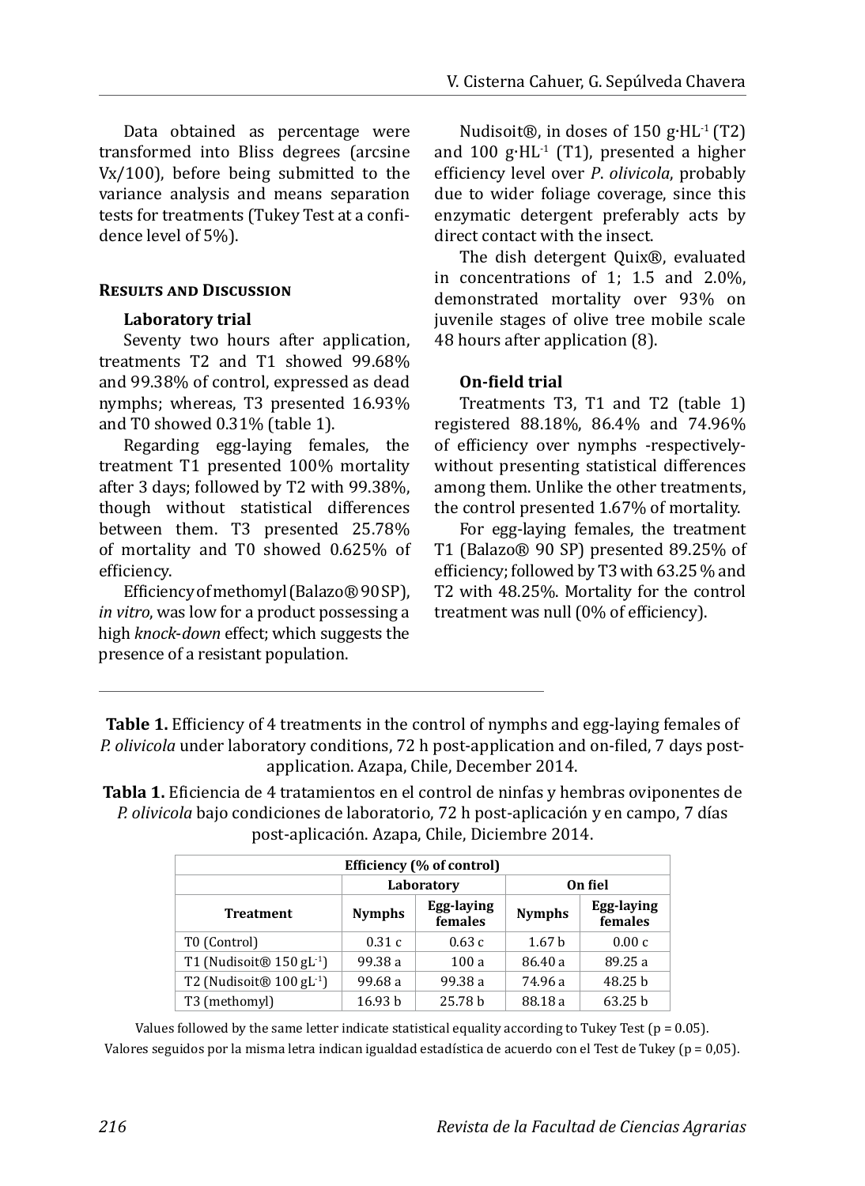Data obtained as percentage were transformed into Bliss degrees (arcsine Vx/100), before being submitted to the variance analysis and means separation tests for treatments (Tukey Test at a confidence level of 5%).

## Results and Discussion

### Laboratory trial

Seventy two hours after application, treatments T2 and T1 showed 99.68% and 99.38% of control, expressed as dead nymphs; whereas, T3 presented 16.93% and T0 showed 0.31% (table 1).

Regarding egg-laying females, the treatment T1 presented 100% mortality after 3 days; followed by T2 with 99.38%, though without statistical differences between them. T3 presented 25.78% of mortality and T0 showed 0.625% of efficiency.

Efficiency of methomyl (Balazo® 90 SP), *in vitro*, was low for a product possessing a high *knock-down* effect; which suggests the presence of a resistant population.

Nudisoit®, in doses of 150 $g \cdot HL^{-1}$ (T2) and 100 $g \cdot HL^{-1}$ (T1), presented a higher efficiency level over *P*. *olivicola*, probably due to wider foliage coverage, since this enzymatic detergent preferably acts by direct contact with the insect.

The dish detergent Quix®, evaluated in concentrations of 1; 1.5 and 2.0%, demonstrated mortality over 93% on juvenile stages of olive tree mobile scale 48 hours after application (8).

### On-field trial

Treatments T3, T1 and T2 (table 1) registered 88.18%, 86.4% and 74.96% of efficiency over nymphs -respectively- without presenting statistical differences among them. Unlike the other treatments, the control presented 1.67% of mortality.

For egg-laying females, the treatment T1 (Balazo® 90 SP) presented 89.25% of efficiency; followed by T3 with 63.25 % and T2 with 48.25%. Mortality for the control treatment was null (0% of efficiency).

**Table 1.** Efficiency of 4 treatments in the control of nymphs and egg-laying females of *P. olivicola* under laboratory conditions, 72 h post-application and on-filed, 7 days post-application. Azapa, Chile, December 2014.

**Tabla 1.** Eficiencia de 4 tratamientos en el control de ninfas y hembras oviponentes de *P. olivicola* bajo condiciones de laboratorio, 72 h post-aplicación y en campo, 7 días post-aplicación. Azapa, Chile, Diciembre 2014.

| | Efficiency (% of control) | | | |
|---|---|---|---|---|
| | Laboratory | | On fiel | |
| Treatment | Nymphs | Egg-laying females | Nymphs | Egg-laying females |
| T0 (Control) | 0.31 c | 0.63 c | 1.67 b | 0.00 c |
| T1 (Nudisoit® 150 $gL^{-1}$) | 99.38 a | 100 a | 86.40 a | 89.25 a |
| T2 (Nudisoit® 100 $gL^{-1}$) | 99.68 a | 99.38 a | 74.96 a | 48.25 b |
| T3 (methomyl) | 16.93 b | 25.78 b | 88.18 a | 63.25 b |

Values followed by the same letter indicate statistical equality according to Tukey Test ($p = 0.05$).

Valores seguidos por la misma letra indican igualdad estadística de acuerdo con el Test de Tukey ($p = 0,05$).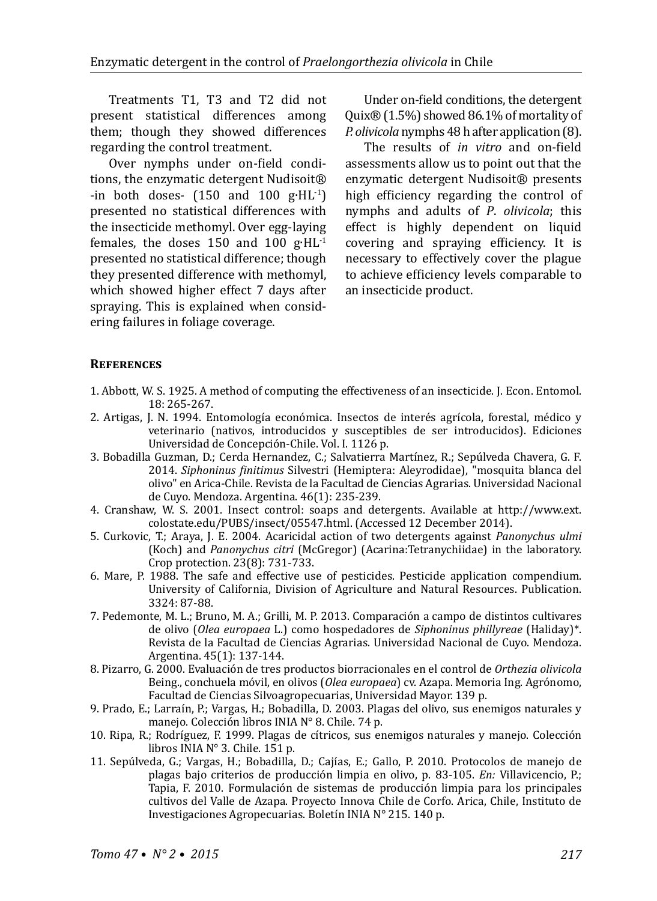Treatments T1, T3 and T2 did not present statistical differences among them; though they showed differences regarding the control treatment.

Over nymphs under on-field conditions, the enzymatic detergent Nudisoit® -in both doses- (150 and 100 g·HL$^{-1}$) presented no statistical differences with the insecticide methomyl. Over egg-laying females, the doses 150 and 100 g·HL$^{-1}$ presented no statistical difference; though they presented difference with methomyl, which showed higher effect 7 days after spraying. This is explained when considering failures in foliage coverage.

Under on-field conditions, the detergent Quix® (1.5%) showed 86.1% of mortality of *P. olivicola* nymphs 48 h after application (8).

The results of *in vitro* and on-field assessments allow us to point out that the enzymatic detergent Nudisoit® presents high efficiency regarding the control of nymphs and adults of *P. olivicola*; this effect is highly dependent on liquid covering and spraying efficiency. It is necessary to effectively cover the plague to achieve efficiency levels comparable to an insecticide product.

## References

1. Abbott, W. S. 1925. A method of computing the effectiveness of an insecticide. J. Econ. Entomol. 18: 265-267.
2. Artigas, J. N. 1994. Entomología económica. Insectos de interés agrícola, forestal, médico y veterinario (nativos, introducidos y susceptibles de ser introducidos). Ediciones Universidad de Concepción-Chile. Vol. I. 1126 p.
3. Bobadilla Guzman, D.; Cerda Hernandez, C.; Salvatierra Martínez, R.; Sepúlveda Chavera, G. F. 2014. *Siphoninus finitimus* Silvestri (Hemiptera: Aleyrodidae), "mosquita blanca del olivo" en Arica-Chile. Revista de la Facultad de Ciencias Agrarias. Universidad Nacional de Cuyo. Mendoza. Argentina. 46(1): 235-239.
4. Cranshaw, W. S. 2001. Insect control: soaps and detergents. Available at http://www.ext.colostate.edu/PUBS/insect/05547.html. (Accessed 12 December 2014).
5. Curkovic, T.; Araya, J. E. 2004. Acaricidal action of two detergents against *Panonychus ulmi* (Koch) and *Panonychus citri* (McGregor) (Acarina:Tetranychiidae) in the laboratory. Crop protection. 23(8): 731-733.
6. Mare, P. 1988. The safe and effective use of pesticides. Pesticide application compendium. University of California, Division of Agriculture and Natural Resources. Publication. 3324: 87-88.
7. Pedemonte, M. L.; Bruno, M. A.; Grilli, M. P. 2013. Comparación a campo de distintos cultivares de olivo (*Olea europaea* L.) como hospedadores de *Siphoninus phillyreae* (Haliday)*. Revista de la Facultad de Ciencias Agrarias. Universidad Nacional de Cuyo. Mendoza. Argentina. 45(1): 137-144.
8. Pizarro, G. 2000. Evaluación de tres productos biorracionales en el control de *Orthezia olivicola* Being., conchuela móvil, en olivos (*Olea europaea*) cv. Azapa. Memoria Ing. Agrónomo, Facultad de Ciencias Silvoagropecuarias, Universidad Mayor. 139 p.
9. Prado, E.; Larraín, P.; Vargas, H.; Bobadilla, D. 2003. Plagas del olivo, sus enemigos naturales y manejo. Colección libros INIA N° 8. Chile. 74 p.
10. Ripa, R.; Rodríguez, F. 1999. Plagas de cítricos, sus enemigos naturales y manejo. Colección libros INIA N° 3. Chile. 151 p.
11. Sepúlveda, G.; Vargas, H.; Bobadilla, D.; Cajías, E.; Gallo, P. 2010. Protocolos de manejo de plagas bajo criterios de producción limpia en olivo, p. 83-105. *En:* Villavicencio, P.; Tapia, F. 2010. Formulación de sistemas de producción limpia para los principales cultivos del Valle de Azapa. Proyecto Innova Chile de Corfo. Arica, Chile, Instituto de Investigaciones Agropecuarias. Boletín INIA N° 215. 140 p.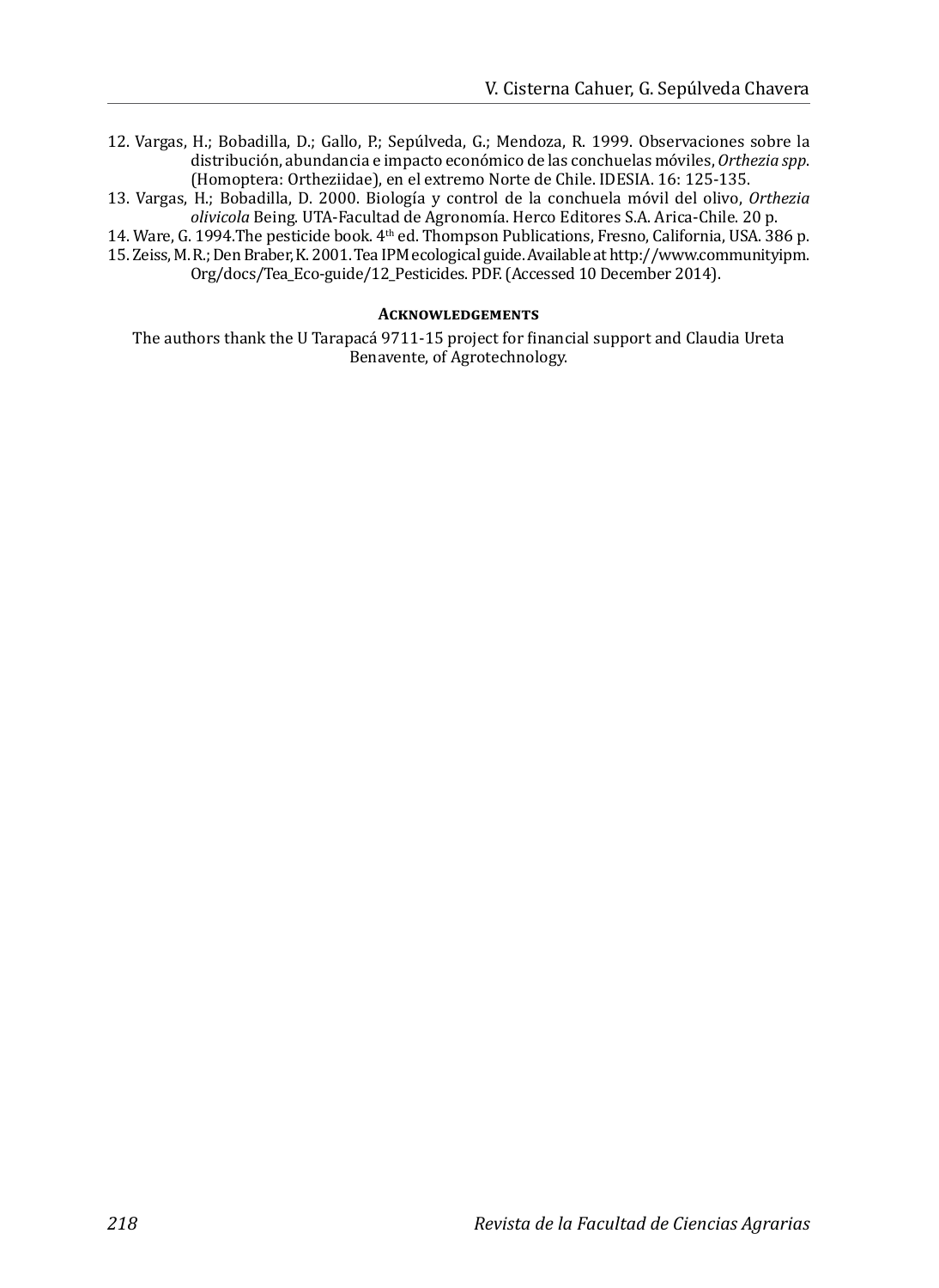12. Vargas, H.; Bobadilla, D.; Gallo, P.; Sepúlveda, G.; Mendoza, R. 1999. Observaciones sobre la distribución, abundancia e impacto económico de las conchuelas móviles, *Orthezia spp*. (Homoptera: Ortheziidae), en el extremo Norte de Chile. IDESIA. 16: 125-135.
13. Vargas, H.; Bobadilla, D. 2000. Biología y control de la conchuela móvil del olivo, *Orthezia olivicola* Being. UTA-Facultad de Agronomía. Herco Editores S.A. Arica-Chile. 20 p.
14. Ware, G. 1994.The pesticide book. 4th ed. Thompson Publications, Fresno, California, USA. 386 p.
15. Zeiss, M. R.; Den Braber, K. 2001. Tea IPM ecological guide. Available at http://www.communityipm.Org/docs/Tea_Eco-guide/12_Pesticides. PDF. (Accessed 10 December 2014).

## Acknowledgements

The authors thank the U Tarapacá 9711-15 project for financial support and Claudia Ureta Benavente, of Agrotechnology.